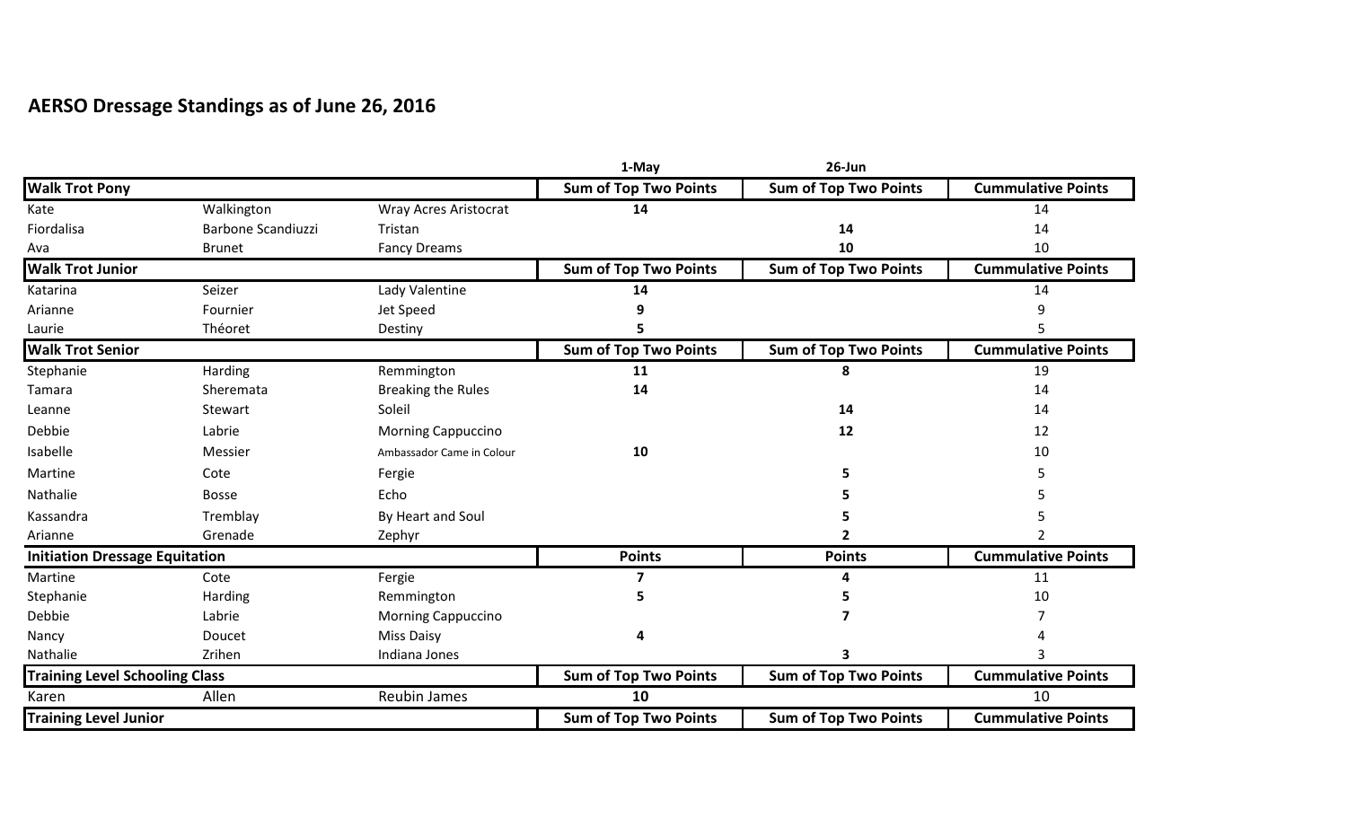# AERSO Dressage Standings as of June 26, 2016

| | | | 1-May | 26-Jun | |
|---|---|---|---|---|---|
| **Walk Trot Pony** | | | **Sum of Top Two Points** | **Sum of Top Two Points** | **Cummulative Points** |
| Kate | Walkington | Wray Acres Aristocrat | **14** | | 14 |
| Fiordalisa | Barbone Scandiuzzi | Tristan | | **14** | 14 |
| Ava | Brunet | Fancy Dreams | | **10** | 10 |
| **Walk Trot Junior** | | | **Sum of Top Two Points** | **Sum of Top Two Points** | **Cummulative Points** |
| Katarina | Seizer | Lady Valentine | **14** | | 14 |
| Arianne | Fournier | Jet Speed | **9** | | 9 |
| Laurie | Théoret | Destiny | **5** | | 5 |
| **Walk Trot Senior** | | | **Sum of Top Two Points** | **Sum of Top Two Points** | **Cummulative Points** |
| Stephanie | Harding | Remmington | **11** | **8** | 19 |
| Tamara | Sheremata | Breaking the Rules | **14** | | 14 |
| Leanne | Stewart | Soleil | | **14** | 14 |
| Debbie | Labrie | Morning Cappuccino | | **12** | 12 |
| Isabelle | Messier | Ambassador Came in Colour | **10** | | 10 |
| Martine | Cote | Fergie | | **5** | 5 |
| Nathalie | Bosse | Echo | | **5** | 5 |
| Kassandra | Tremblay | By Heart and Soul | | **5** | 5 |
| Arianne | Grenade | Zephyr | | **2** | 2 |
| **Initiation Dressage Equitation** | | | **Points** | **Points** | **Cummulative Points** |
| Martine | Cote | Fergie | **7** | **4** | 11 |
| Stephanie | Harding | Remmington | **5** | **5** | 10 |
| Debbie | Labrie | Morning Cappuccino | | **7** | 7 |
| Nancy | Doucet | Miss Daisy | **4** | | 4 |
| Nathalie | Zrihen | Indiana Jones | | **3** | 3 |
| **Training Level Schooling Class** | | | **Sum of Top Two Points** | **Sum of Top Two Points** | **Cummulative Points** |
| Karen | Allen | Reubin James | **10** | | 10 |
| **Training Level Junior** | | | **Sum of Top Two Points** | **Sum of Top Two Points** | **Cummulative Points** |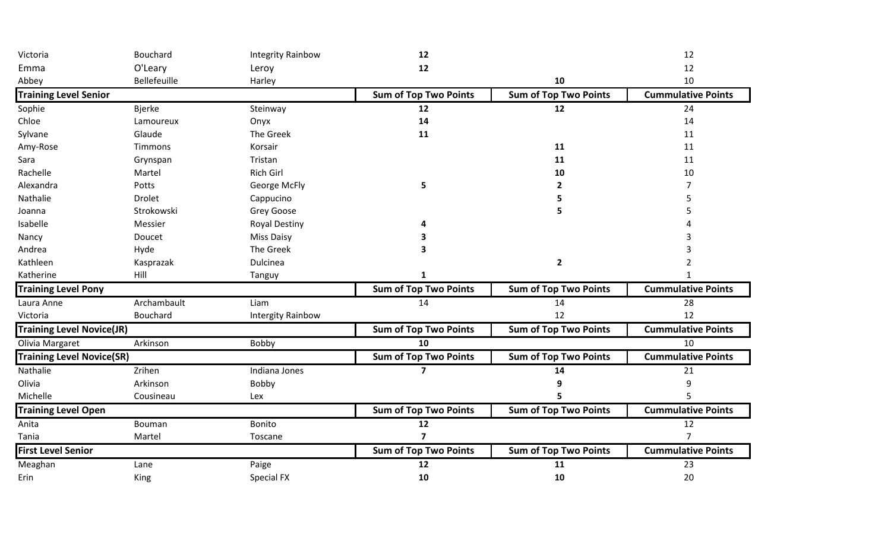| | | | | | |
|---|---|---|---|---|---|
| Victoria | Bouchard | Integrity Rainbow | **12** | | 12 |
| Emma | O'Leary | Leroy | **12** | | 12 |
| Abbey | Bellefeuille | Harley | | **10** | 10 |
| **Training Level Senior** | | | **Sum of Top Two Points** | **Sum of Top Two Points** | **Cummulative Points** |
| Sophie | Bjerke | Steinway | **12** | **12** | 24 |
| Chloe | Lamoureux | Onyx | **14** | | 14 |
| Sylvane | Glaude | The Greek | **11** | | 11 |
| Amy-Rose | Timmons | Korsair | | **11** | 11 |
| Sara | Grynspan | Tristan | | **11** | 11 |
| Rachelle | Martel | Rich Girl | | **10** | 10 |
| Alexandra | Potts | George McFly | **5** | **2** | 7 |
| Nathalie | Drolet | Cappucino | | **5** | 5 |
| Joanna | Strokowski | Grey Goose | | **5** | 5 |
| Isabelle | Messier | Royal Destiny | **4** | | 4 |
| Nancy | Doucet | Miss Daisy | **3** | | 3 |
| Andrea | Hyde | The Greek | **3** | | 3 |
| Kathleen | Kasprazak | Dulcinea | | **2** | 2 |
| Katherine | Hill | Tanguy | **1** | | 1 |
| **Training Level Pony** | | | **Sum of Top Two Points** | **Sum of Top Two Points** | **Cummulative Points** |
| Laura Anne | Archambault | Liam | 14 | 14 | 28 |
| Victoria | Bouchard | Integrity Rainbow | | 12 | 12 |
| **Training Level Novice(JR)** | | | **Sum of Top Two Points** | **Sum of Top Two Points** | **Cummulative Points** |
| Olivia Margaret | Arkinson | Bobby | **10** | | 10 |
| **Training Level Novice(SR)** | | | **Sum of Top Two Points** | **Sum of Top Two Points** | **Cummulative Points** |
| Nathalie | Zrihen | Indiana Jones | **7** | **14** | 21 |
| Olivia | Arkinson | Bobby | | **9** | 9 |
| Michelle | Cousineau | Lex | | **5** | 5 |
| **Training Level Open** | | | **Sum of Top Two Points** | **Sum of Top Two Points** | **Cummulative Points** |
| Anita | Bouman | Bonito | **12** | | 12 |
| Tania | Martel | Toscane | **7** | | 7 |
| **First Level Senior** | | | **Sum of Top Two Points** | **Sum of Top Two Points** | **Cummulative Points** |
| Meaghan | Lane | Paige | **12** | **11** | 23 |
| Erin | King | Special FX | **10** | **10** | 20 |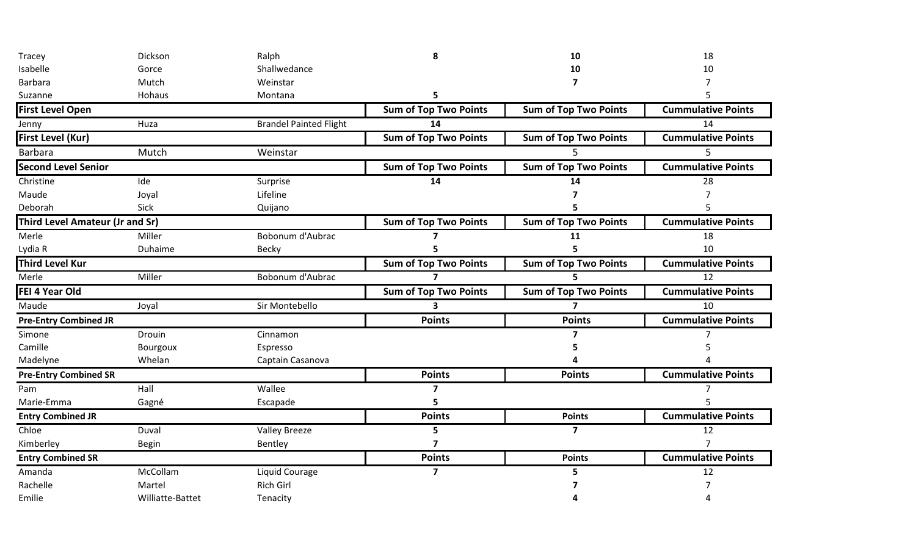| | | | | | |
|---|---|---|---|---|---|
| Tracey | Dickson | Ralph | **8** | **10** | 18 |
| Isabelle | Gorce | Shallwedance | | **10** | 10 |
| Barbara | Mutch | Weinstar | | **7** | 7 |
| Suzanne | Hohaus | Montana | **5** | | 5 |
| **First Level Open** | | | **Sum of Top Two Points** | **Sum of Top Two Points** | **Cummulative Points** |
| Jenny | Huza | Brandel Painted Flight | 14 | | 14 |
| **First Level (Kur)** | | | **Sum of Top Two Points** | **Sum of Top Two Points** | **Cummulative Points** |
| Barbara | Mutch | Weinstar | | 5 | 5 |
| **Second Level Senior** | | | **Sum of Top Two Points** | **Sum of Top Two Points** | **Cummulative Points** |
| Christine | Ide | Surprise | **14** | **14** | 28 |
| Maude | Joyal | Lifeline | | **7** | 7 |
| Deborah | Sick | Quijano | | **5** | 5 |
| **Third Level Amateur (Jr and Sr)** | | | **Sum of Top Two Points** | **Sum of Top Two Points** | **Cummulative Points** |
| Merle | Miller | Bobonum d'Aubrac | **7** | **11** | 18 |
| Lydia R | Duhaime | Becky | **5** | **5** | 10 |
| **Third Level Kur** | | | **Sum of Top Two Points** | **Sum of Top Two Points** | **Cummulative Points** |
| Merle | Miller | Bobonum d'Aubrac | **7** | **5** | 12 |
| **FEI 4 Year Old** | | | **Sum of Top Two Points** | **Sum of Top Two Points** | **Cummulative Points** |
| Maude | Joyal | Sir Montebello | **3** | **7** | 10 |
| **Pre-Entry Combined JR** | | | **Points** | **Points** | **Cummulative Points** |
| Simone | Drouin | Cinnamon | | **7** | 7 |
| Camille | Bourgoux | Espresso | | **5** | 5 |
| Madelyne | Whelan | Captain Casanova | | **4** | 4 |
| **Pre-Entry Combined SR** | | | **Points** | **Points** | **Cummulative Points** |
| Pam | Hall | Wallee | **7** | | 7 |
| Marie-Emma | Gagné | Escapade | **5** | | 5 |
| **Entry Combined JR** | | | **Points** | **Points** | **Cummulative Points** |
| Chloe | Duval | Valley Breeze | **5** | **7** | 12 |
| Kimberley | Begin | Bentley | **7** | | 7 |
| **Entry Combined SR** | | | **Points** | **Points** | **Cummulative Points** |
| Amanda | McCollam | Liquid Courage | **7** | **5** | 12 |
| Rachelle | Martel | Rich Girl | | **7** | 7 |
| Emilie | Williatte-Battet | Tenacity | | **4** | 4 |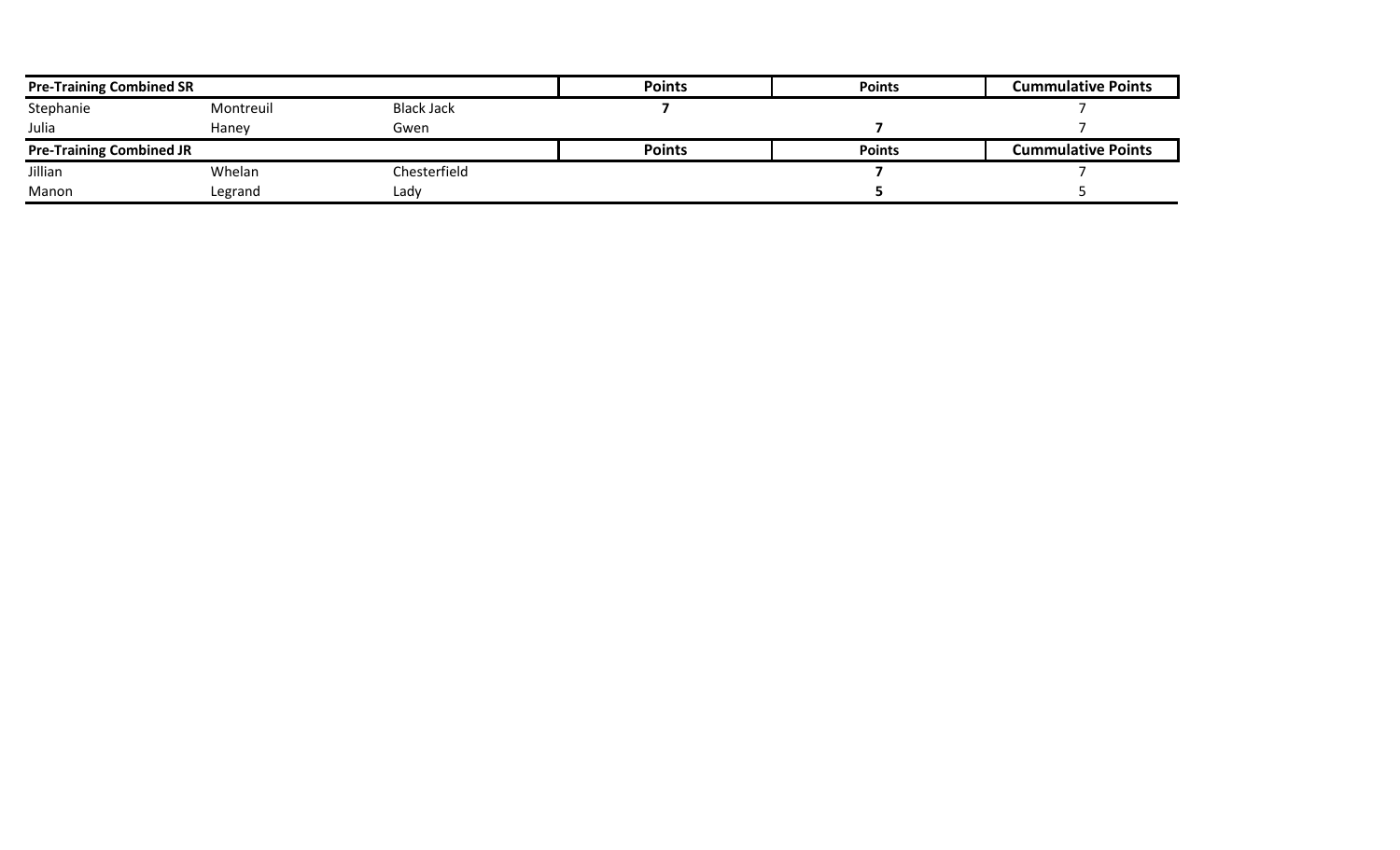| Pre-Training Combined SR | | | Points | Points | Cummulative Points |
|---|---|---|---|---|---|
| Stephanie | Montreuil | Black Jack | **7** | | 7 |
| Julia | Haney | Gwen | | **7** | 7 |
| **Pre-Training Combined JR** | | | **Points** | **Points** | **Cummulative Points** |
| Jillian | Whelan | Chesterfield | | **7** | 7 |
| Manon | Legrand | Lady | | **5** | 5 |